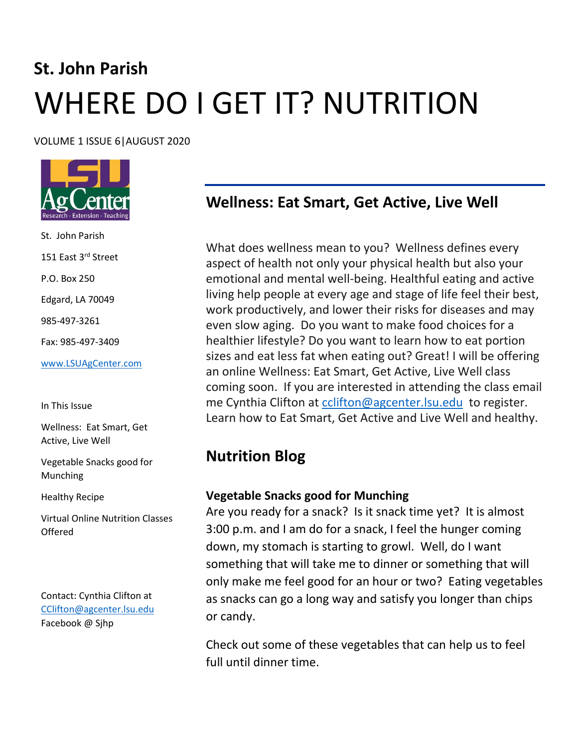# St. John Parish

# WHERE DO I GET IT? NUTRITION

VOLUME 1 ISSUE 6|AUGUST 2020

St. John Parish

151 East 3rd Street

P.O. Box 250

Edgard, LA 70049

985-497-3261

Fax: 985-497-3409

www.LSUAgCenter.com

In This Issue

Wellness: Eat Smart, Get Active, Live Well

Vegetable Snacks good for Munching

Healthy Recipe

Virtual Online Nutrition Classes Offered

Contact: Cynthia Clifton at CClifton@agcenter.lsu.edu
Facebook @ Sjhp

## Wellness: Eat Smart, Get Active, Live Well

What does wellness mean to you? Wellness defines every aspect of health not only your physical health but also your emotional and mental well-being. Healthful eating and active living help people at every age and stage of life feel their best, work productively, and lower their risks for diseases and may even slow aging. Do you want to make food choices for a healthier lifestyle? Do you want to learn how to eat portion sizes and eat less fat when eating out? Great! I will be offering an online Wellness: Eat Smart, Get Active, Live Well class coming soon. If you are interested in attending the class email me Cynthia Clifton at cclifton@agcenter.lsu.edu to register. Learn how to Eat Smart, Get Active and Live Well and healthy.

## Nutrition Blog

### Vegetable Snacks good for Munching

Are you ready for a snack? Is it snack time yet? It is almost 3:00 p.m. and I am do for a snack, I feel the hunger coming down, my stomach is starting to growl. Well, do I want something that will take me to dinner or something that will only make me feel good for an hour or two? Eating vegetables as snacks can go a long way and satisfy you longer than chips or candy.

Check out some of these vegetables that can help us to feel full until dinner time.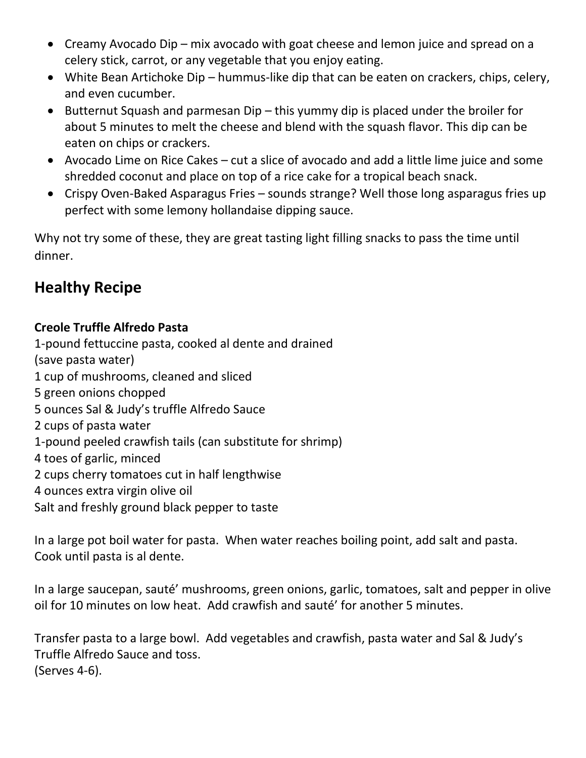- Creamy Avocado Dip – mix avocado with goat cheese and lemon juice and spread on a celery stick, carrot, or any vegetable that you enjoy eating.
- White Bean Artichoke Dip – hummus-like dip that can be eaten on crackers, chips, celery, and even cucumber.
- Butternut Squash and parmesan Dip – this yummy dip is placed under the broiler for about 5 minutes to melt the cheese and blend with the squash flavor. This dip can be eaten on chips or crackers.
- Avocado Lime on Rice Cakes – cut a slice of avocado and add a little lime juice and some shredded coconut and place on top of a rice cake for a tropical beach snack.
- Crispy Oven-Baked Asparagus Fries – sounds strange? Well those long asparagus fries up perfect with some lemony hollandaise dipping sauce.

Why not try some of these, they are great tasting light filling snacks to pass the time until dinner.

## Healthy Recipe

**Creole Truffle Alfredo Pasta**

1-pound fettuccine pasta, cooked al dente and drained
(save pasta water)
1 cup of mushrooms, cleaned and sliced
5 green onions chopped
5 ounces Sal & Judy's truffle Alfredo Sauce
2 cups of pasta water
1-pound peeled crawfish tails (can substitute for shrimp)
4 toes of garlic, minced
2 cups cherry tomatoes cut in half lengthwise
4 ounces extra virgin olive oil
Salt and freshly ground black pepper to taste

In a large pot boil water for pasta. When water reaches boiling point, add salt and pasta. Cook until pasta is al dente.

In a large saucepan, sauté' mushrooms, green onions, garlic, tomatoes, salt and pepper in olive oil for 10 minutes on low heat. Add crawfish and sauté' for another 5 minutes.

Transfer pasta to a large bowl. Add vegetables and crawfish, pasta water and Sal & Judy's Truffle Alfredo Sauce and toss.
(Serves 4-6).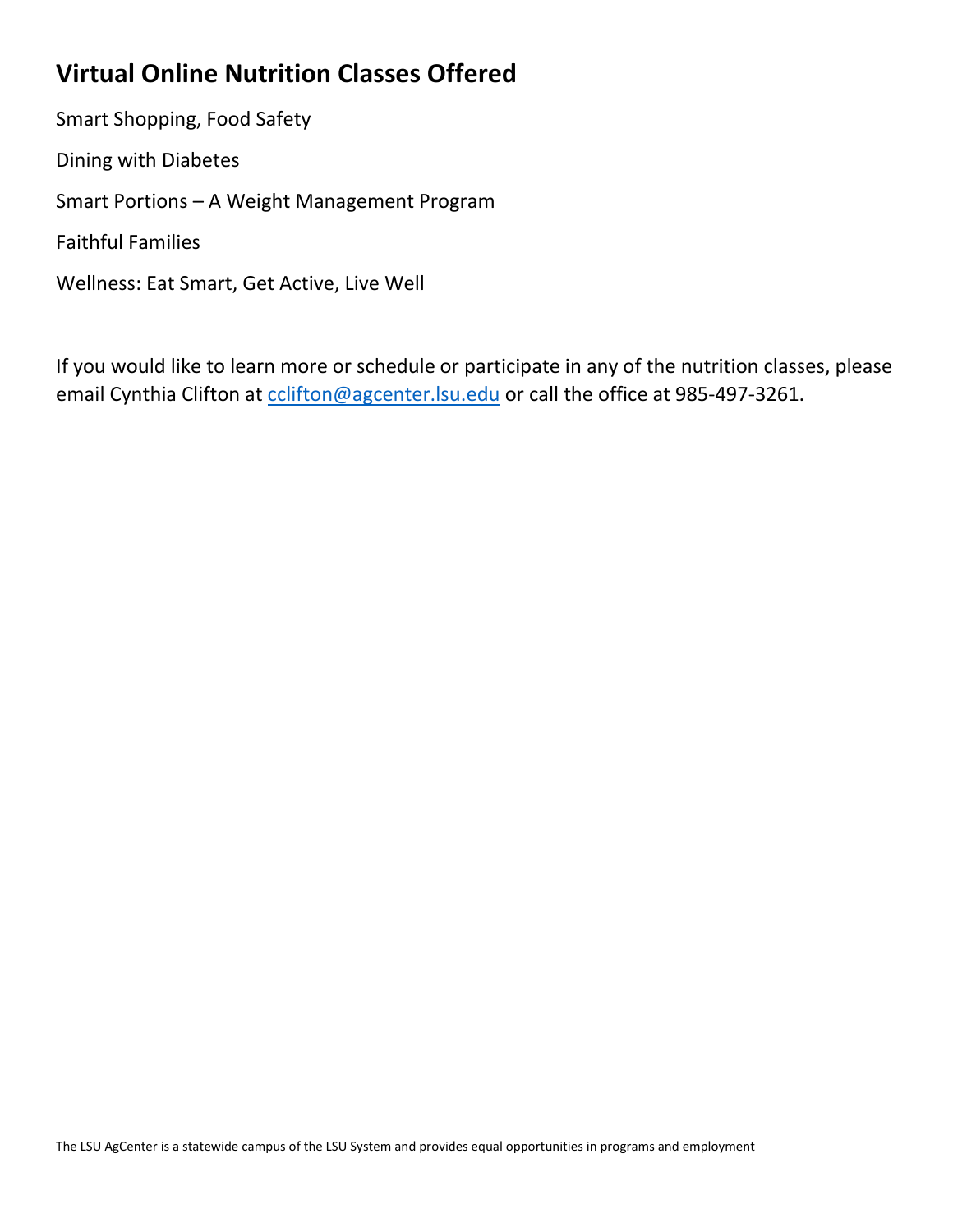## Virtual Online Nutrition Classes Offered

Smart Shopping, Food Safety

Dining with Diabetes

Smart Portions – A Weight Management Program

Faithful Families

Wellness: Eat Smart, Get Active, Live Well

If you would like to learn more or schedule or participate in any of the nutrition classes, please email Cynthia Clifton at cclifton@agcenter.lsu.edu or call the office at 985-497-3261.

The LSU AgCenter is a statewide campus of the LSU System and provides equal opportunities in programs and employment